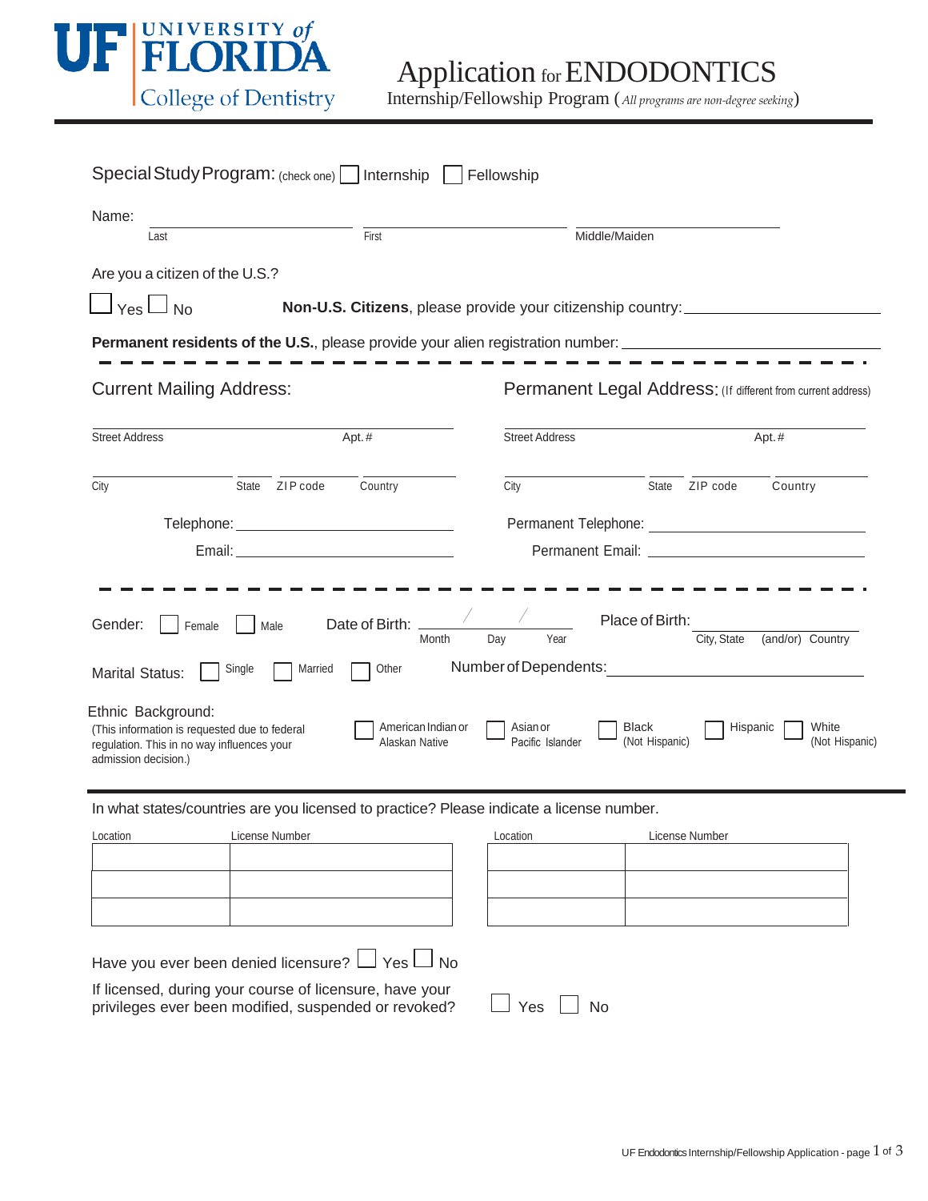UNIVERSITY of FLORIDA
College of Dentistry

# Application for ENDODONTICS

Internship/Fellowship Program (*All programs are non-degree seeking*)

Special Study Program: (check one) ☐ Internship ☐ Fellowship

Name: ______________________ ______________________ ______________________
Last First Middle/Maiden

Are you a citizen of the U.S.?

☐ Yes ☐ No **Non-U.S. Citizens**, please provide your citizenship country: ______________________

**Permanent residents of the U.S.**, please provide your alien registration number: ______________________

## Current Mailing Address:

______________________ 
Street Address Apt.#

______________________ 
City State ZIP code Country

Telephone: ______________________

Email: ______________________

## Permanent Legal Address: (If different from current address)

______________________ 
Street Address Apt.#

______________________ 
City State ZIP code Country

Permanent Telephone: ______________________

Permanent Email: ______________________

Gender: ☐ Female ☐ Male Date of Birth: ____ / ____ / ____ (Month Day Year) Place of Birth: ______________________ (City, State (and/or) Country)

Marital Status: ☐ Single ☐ Married ☐ Other Number of Dependents: ______________________

Ethnic Background:
(This information is requested due to federal regulation. This in no way influences your admission decision.)

☐ American Indian or Alaskan Native ☐ Asian or Pacific Islander ☐ Black (Not Hispanic) ☐ Hispanic ☐ White (Not Hispanic)

In what states/countries are you licensed to practice? Please indicate a license number.

| Location | License Number | Location | License Number |
|---|---|---|---|
| | | | |
| | | | |
| | | | |

Have you ever been denied licensure? ☐ Yes ☐ No

If licensed, during your course of licensure, have your privileges ever been modified, suspended or revoked? ☐ Yes ☐ No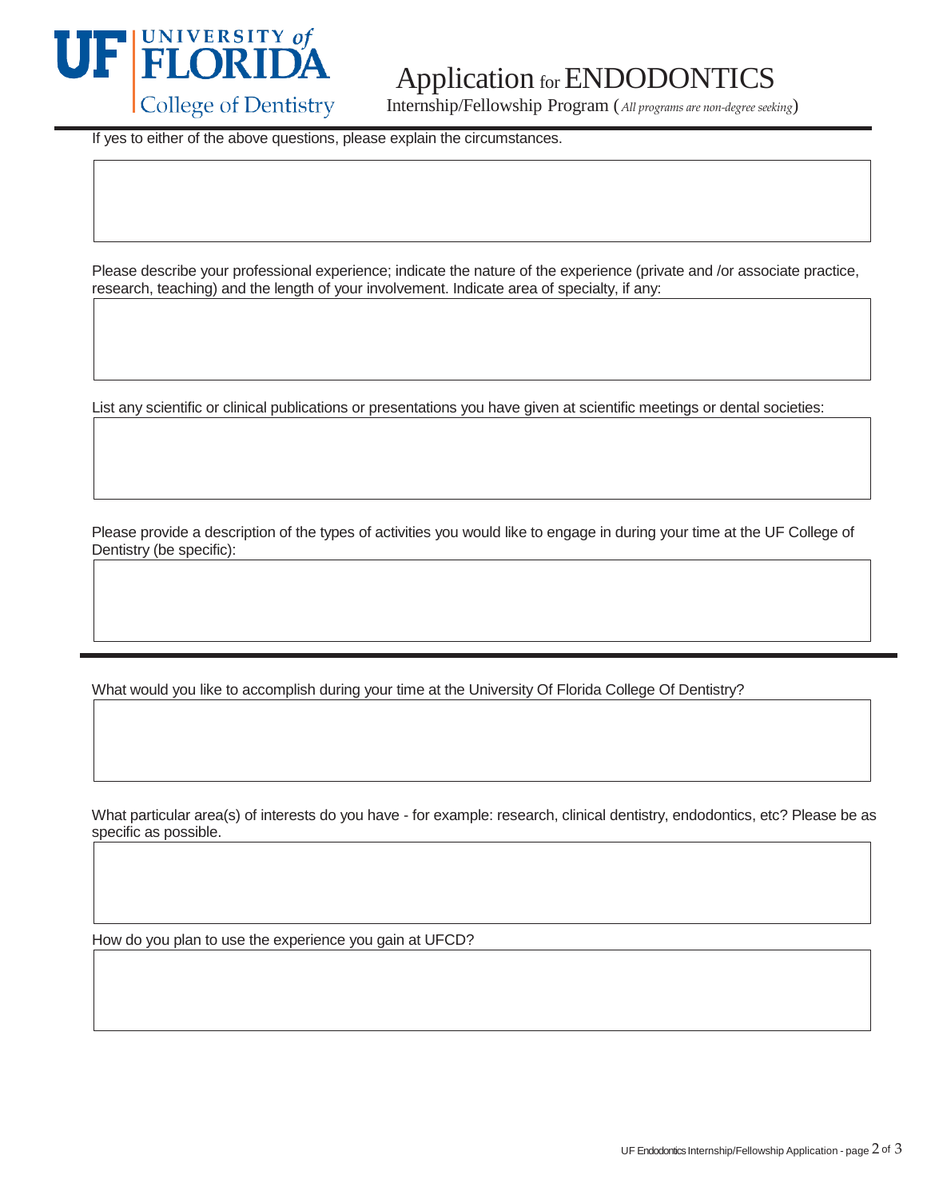# Application for ENDODONTICS

Internship/Fellowship Program (*All programs are non-degree seeking*)

If yes to either of the above questions, please explain the circumstances.

Please describe your professional experience; indicate the nature of the experience (private and /or associate practice, research, teaching) and the length of your involvement. Indicate area of specialty, if any:

List any scientific or clinical publications or presentations you have given at scientific meetings or dental societies:

Please provide a description of the types of activities you would like to engage in during your time at the UF College of Dentistry (be specific):

---

What would you like to accomplish during your time at the University Of Florida College Of Dentistry?

What particular area(s) of interests do you have - for example: research, clinical dentistry, endodontics, etc? Please be as specific as possible.

How do you plan to use the experience you gain at UFCD?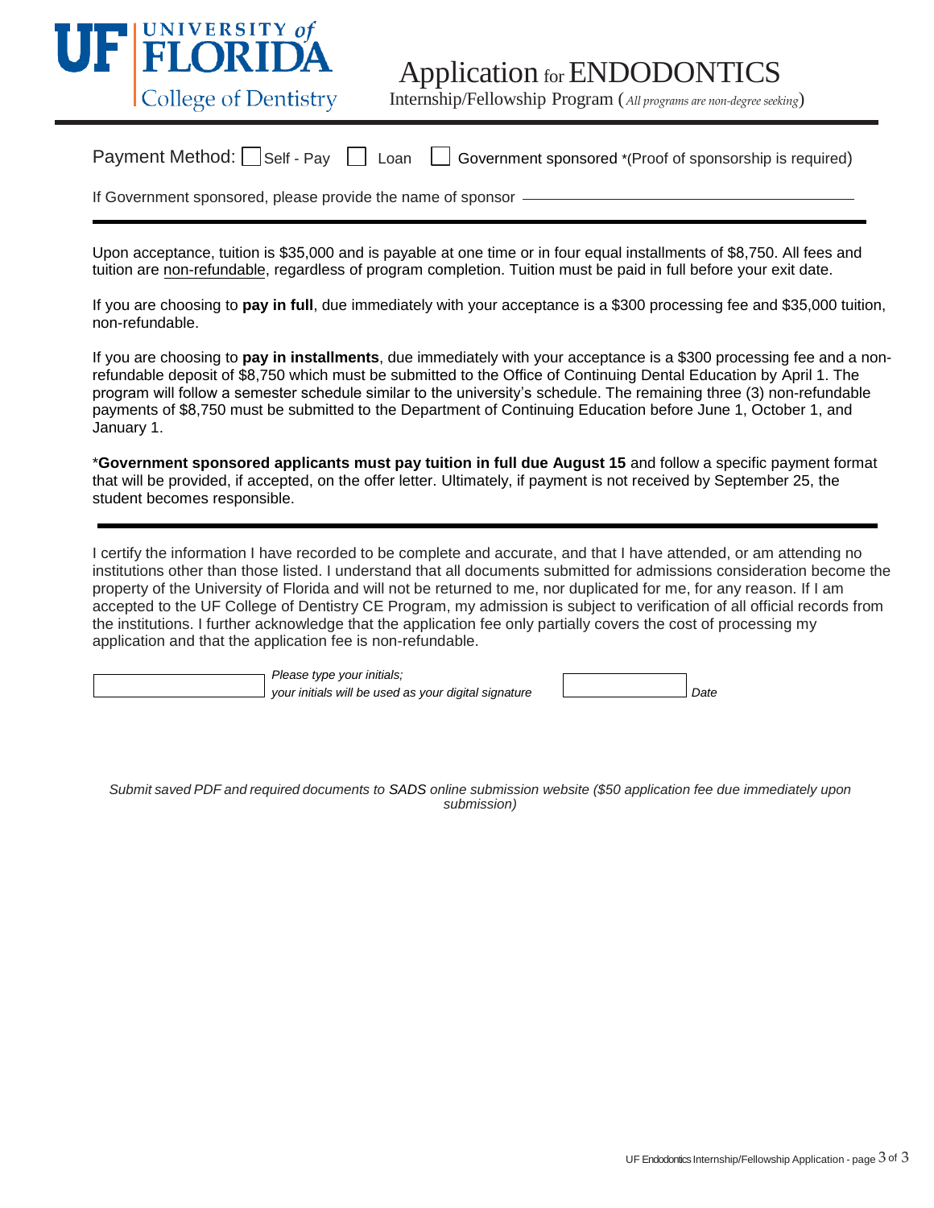UF UNIVERSITY of FLORIDA College of Dentistry

# Application for ENDODONTICS

Internship/Fellowship Program (*All programs are non-degree seeking*)

Payment Method: ☐ Self - Pay ☐ Loan ☐ Government sponsored *(Proof of sponsorship is required)

If Government sponsored, please provide the name of sponsor \_\_\_\_\_\_\_\_\_\_\_\_\_\_\_\_\_\_\_\_\_\_\_\_\_\_\_\_\_\_\_\_\_\_\_\_\_\_\_\_

---

Upon acceptance, tuition is $35,000 and is payable at one time or in four equal installments of $8,750. All fees and tuition are non-refundable, regardless of program completion. Tuition must be paid in full before your exit date.

If you are choosing to **pay in full**, due immediately with your acceptance is a $300 processing fee and $35,000 tuition, non-refundable.

If you are choosing to **pay in installments**, due immediately with your acceptance is a $300 processing fee and a non-refundable deposit of $8,750 which must be submitted to the Office of Continuing Dental Education by April 1. The program will follow a semester schedule similar to the university's schedule. The remaining three (3) non-refundable payments of $8,750 must be submitted to the Department of Continuing Education before June 1, October 1, and January 1.

***Government sponsored applicants must pay tuition in full due August 15** and follow a specific payment format that will be provided, if accepted, on the offer letter. Ultimately, if payment is not received by September 25, the student becomes responsible.

---

I certify the information I have recorded to be complete and accurate, and that I have attended, or am attending no institutions other than those listed. I understand that all documents submitted for admissions consideration become the property of the University of Florida and will not be returned to me, nor duplicated for me, for any reason. If I am accepted to the UF College of Dentistry CE Program, my admission is subject to verification of all official records from the institutions. I further acknowledge that the application fee only partially covers the cost of processing my application and that the application fee is non-refundable.

\_\_\_\_\_\_\_\_\_\_\_\_\_\_\_\_\_\_\_\_ *Please type your initials; your initials will be used as your digital signature*   \_\_\_\_\_\_\_\_\_\_\_\_ *Date*

*Submit saved PDF and required documents to SADS online submission website ($50 application fee due immediately upon submission)*